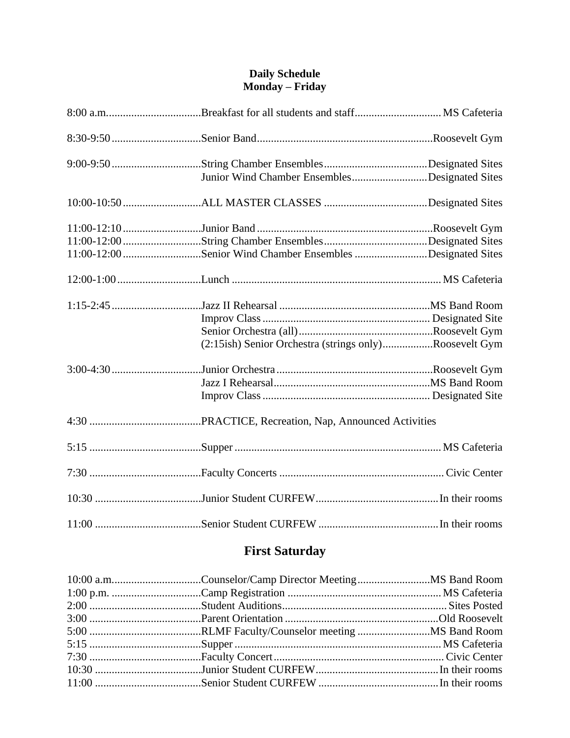**Daily Schedule**
**Monday – Friday**

| Time | Activity | Location |
|---|---|---|
| 8:00 a.m. | Breakfast for all students and staff | MS Cafeteria |
| 8:30-9:50 | Senior Band | Roosevelt Gym |
| 9:00-9:50 | String Chamber Ensembles | Designated Sites |
| | Junior Wind Chamber Ensembles | Designated Sites |
| 10:00-10:50 | ALL MASTER CLASSES | Designated Sites |
| 11:00-12:10 | Junior Band | Roosevelt Gym |
| 11:00-12:00 | String Chamber Ensembles | Designated Sites |
| 11:00-12:00 | Senior Wind Chamber Ensembles | Designated Sites |
| 12:00-1:00 | Lunch | MS Cafeteria |
| 1:15-2:45 | Jazz II Rehearsal | MS Band Room |
| | Improv Class | Designated Site |
| | Senior Orchestra (all) | Roosevelt Gym |
| | (2:15ish) Senior Orchestra (strings only) | Roosevelt Gym |
| 3:00-4:30 | Junior Orchestra | Roosevelt Gym |
| | Jazz I Rehearsal | MS Band Room |
| | Improv Class | Designated Site |
| 4:30 | PRACTICE, Recreation, Nap, Announced Activities | |
| 5:15 | Supper | MS Cafeteria |
| 7:30 | Faculty Concerts | Civic Center |
| 10:30 | Junior Student CURFEW | In their rooms |
| 11:00 | Senior Student CURFEW | In their rooms |

## First Saturday

| Time | Activity | Location |
|---|---|---|
| 10:00 a.m. | Counselor/Camp Director Meeting | MS Band Room |
| 1:00 p.m. | Camp Registration | MS Cafeteria |
| 2:00 | Student Auditions | Sites Posted |
| 3:00 | Parent Orientation | Old Roosevelt |
| 5:00 | RLMF Faculty/Counselor meeting | MS Band Room |
| 5:15 | Supper | MS Cafeteria |
| 7:30 | Faculty Concert | Civic Center |
| 10:30 | Junior Student CURFEW | In their rooms |
| 11:00 | Senior Student CURFEW | In their rooms |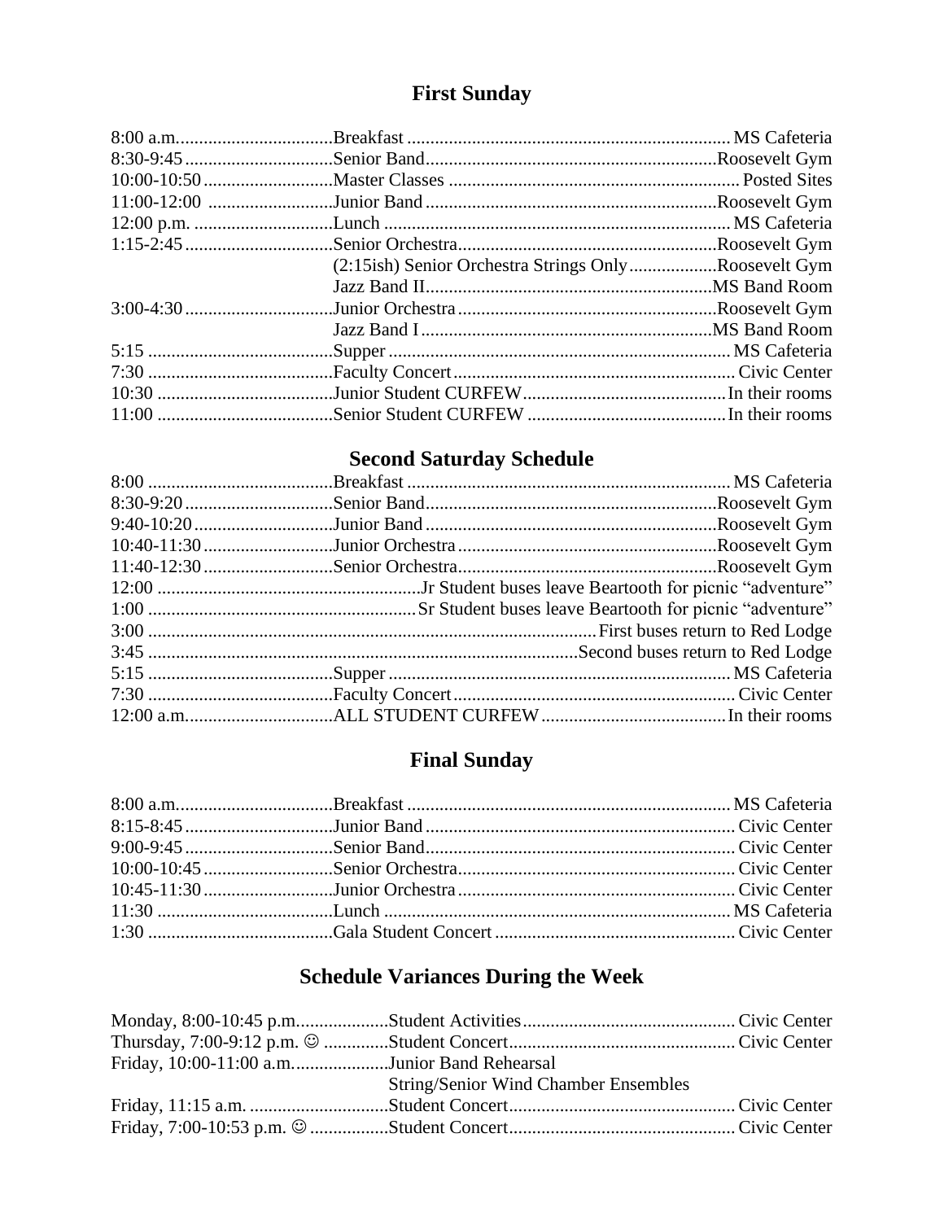## First Sunday

| | | |
|---|---|---|
| 8:00 a.m. | Breakfast | MS Cafeteria |
| 8:30-9:45 | Senior Band | Roosevelt Gym |
| 10:00-10:50 | Master Classes | Posted Sites |
| 11:00-12:00 | Junior Band | Roosevelt Gym |
| 12:00 p.m. | Lunch | MS Cafeteria |
| 1:15-2:45 | Senior Orchestra | Roosevelt Gym |
| | (2:15ish) Senior Orchestra Strings Only | Roosevelt Gym |
| | Jazz Band II | MS Band Room |
| 3:00-4:30 | Junior Orchestra | Roosevelt Gym |
| | Jazz Band I | MS Band Room |
| 5:15 | Supper | MS Cafeteria |
| 7:30 | Faculty Concert | Civic Center |
| 10:30 | Junior Student CURFEW | In their rooms |
| 11:00 | Senior Student CURFEW | In their rooms |

## Second Saturday Schedule

| | | |
|---|---|---|
| 8:00 | Breakfast | MS Cafeteria |
| 8:30-9:20 | Senior Band | Roosevelt Gym |
| 9:40-10:20 | Junior Band | Roosevelt Gym |
| 10:40-11:30 | Junior Orchestra | Roosevelt Gym |
| 11:40-12:30 | Senior Orchestra | Roosevelt Gym |
| 12:00 | | Jr Student buses leave Beartooth for picnic "adventure" |
| 1:00 | | Sr Student buses leave Beartooth for picnic "adventure" |
| 3:00 | | First buses return to Red Lodge |
| 3:45 | | Second buses return to Red Lodge |
| 5:15 | Supper | MS Cafeteria |
| 7:30 | Faculty Concert | Civic Center |
| 12:00 a.m. | ALL STUDENT CURFEW | In their rooms |

## Final Sunday

| | | |
|---|---|---|
| 8:00 a.m. | Breakfast | MS Cafeteria |
| 8:15-8:45 | Junior Band | Civic Center |
| 9:00-9:45 | Senior Band | Civic Center |
| 10:00-10:45 | Senior Orchestra | Civic Center |
| 10:45-11:30 | Junior Orchestra | Civic Center |
| 11:30 | Lunch | MS Cafeteria |
| 1:30 | Gala Student Concert | Civic Center |

## Schedule Variances During the Week

| | | |
|---|---|---|
| Monday, 8:00-10:45 p.m. | Student Activities | Civic Center |
| Thursday, 7:00-9:12 p.m. ☺ | Student Concert | Civic Center |
| Friday, 10:00-11:00 a.m. | Junior Band Rehearsal | |
| | String/Senior Wind Chamber Ensembles | |
| Friday, 11:15 a.m. | Student Concert | Civic Center |
| Friday, 7:00-10:53 p.m. ☺ | Student Concert | Civic Center |